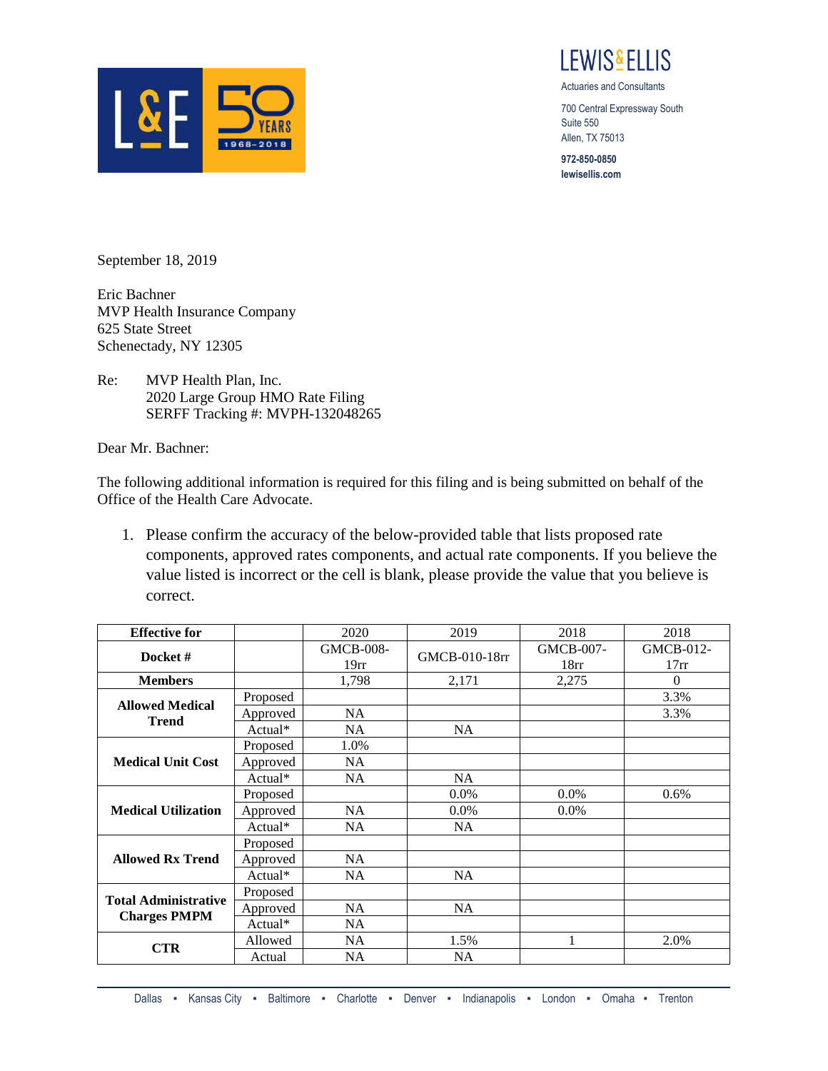LEWIS & ELLIS

Actuaries and Consultants

700 Central Expressway South
Suite 550
Allen, TX 75013

972-850-0850
lewisellis.com

September 18, 2019

Eric Bachner
MVP Health Insurance Company
625 State Street
Schenectady, NY 12305

Re: MVP Health Plan, Inc.
2020 Large Group HMO Rate Filing
SERFF Tracking #: MVPH-132048265

Dear Mr. Bachner:

The following additional information is required for this filing and is being submitted on behalf of the Office of the Health Care Advocate.

1. Please confirm the accuracy of the below-provided table that lists proposed rate components, approved rates components, and actual rate components. If you believe the value listed is incorrect or the cell is blank, please provide the value that you believe is correct.

| **Effective for** | | 2020 | 2019 | 2018 | 2018 |
|---|---|---|---|---|---|
| **Docket #** | | GMCB-008-19rr | GMCB-010-18rr | GMCB-007-18rr | GMCB-012-17rr |
| **Members** | | 1,798 | 2,171 | 2,275 | 0 |
| **Allowed Medical Trend** | Proposed | | | | 3.3% |
| | Approved | NA | | | 3.3% |
| | Actual* | NA | NA | | |
| **Medical Unit Cost** | Proposed | 1.0% | | | |
| | Approved | NA | | | |
| | Actual* | NA | NA | | |
| **Medical Utilization** | Proposed | | 0.0% | 0.0% | 0.6% |
| | Approved | NA | 0.0% | 0.0% | |
| | Actual* | NA | NA | | |
| **Allowed Rx Trend** | Proposed | | | | |
| | Approved | NA | | | |
| | Actual* | NA | NA | | |
| **Total Administrative Charges PMPM** | Proposed | | | | |
| | Approved | NA | NA | | |
| | Actual* | NA | | | |
| **CTR** | Allowed | NA | 1.5% | 1 | 2.0% |
| | Actual | NA | NA | | |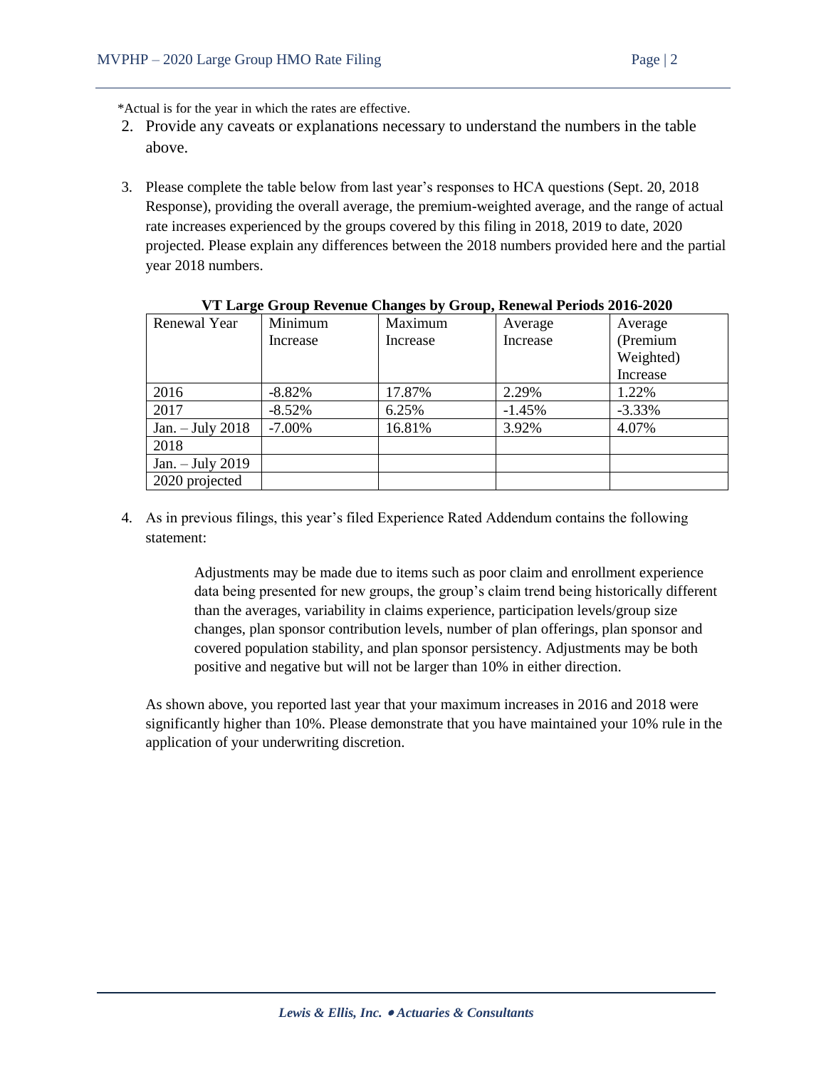*Actual is for the year in which the rates are effective.

2. Provide any caveats or explanations necessary to understand the numbers in the table above.

3. Please complete the table below from last year's responses to HCA questions (Sept. 20, 2018 Response), providing the overall average, the premium-weighted average, and the range of actual rate increases experienced by the groups covered by this filing in 2018, 2019 to date, 2020 projected. Please explain any differences between the 2018 numbers provided here and the partial year 2018 numbers.

**VT Large Group Revenue Changes by Group, Renewal Periods 2016-2020**

| Renewal Year | Minimum Increase | Maximum Increase | Average Increase | Average (Premium Weighted) Increase |
|---|---|---|---|---|
| 2016 | -8.82% | 17.87% | 2.29% | 1.22% |
| 2017 | -8.52% | 6.25% | -1.45% | -3.33% |
| Jan. – July 2018 | -7.00% | 16.81% | 3.92% | 4.07% |
| 2018 | | | | |
| Jan. – July 2019 | | | | |
| 2020 projected | | | | |

4. As in previous filings, this year's filed Experience Rated Addendum contains the following statement:

> Adjustments may be made due to items such as poor claim and enrollment experience data being presented for new groups, the group's claim trend being historically different than the averages, variability in claims experience, participation levels/group size changes, plan sponsor contribution levels, number of plan offerings, plan sponsor and covered population stability, and plan sponsor persistency. Adjustments may be both positive and negative but will not be larger than 10% in either direction.

As shown above, you reported last year that your maximum increases in 2016 and 2018 were significantly higher than 10%. Please demonstrate that you have maintained your 10% rule in the application of your underwriting discretion.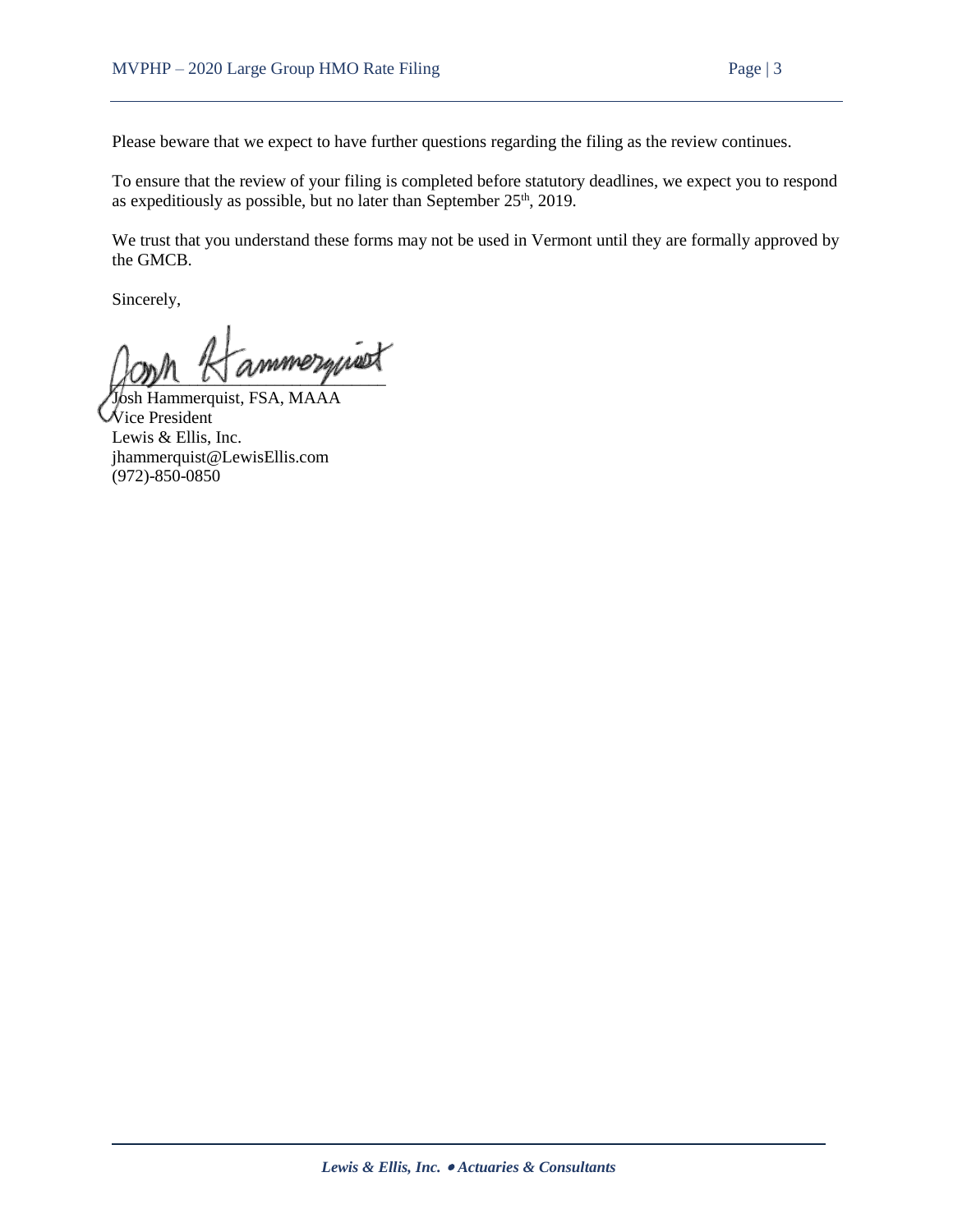Please beware that we expect to have further questions regarding the filing as the review continues.

To ensure that the review of your filing is completed before statutory deadlines, we expect you to respond as expeditiously as possible, but no later than September 25th, 2019.

We trust that you understand these forms may not be used in Vermont until they are formally approved by the GMCB.

Sincerely,

Josh Hammerquist, FSA, MAAA
Vice President
Lewis & Ellis, Inc.
jhammerquist@LewisEllis.com
(972)-850-0850